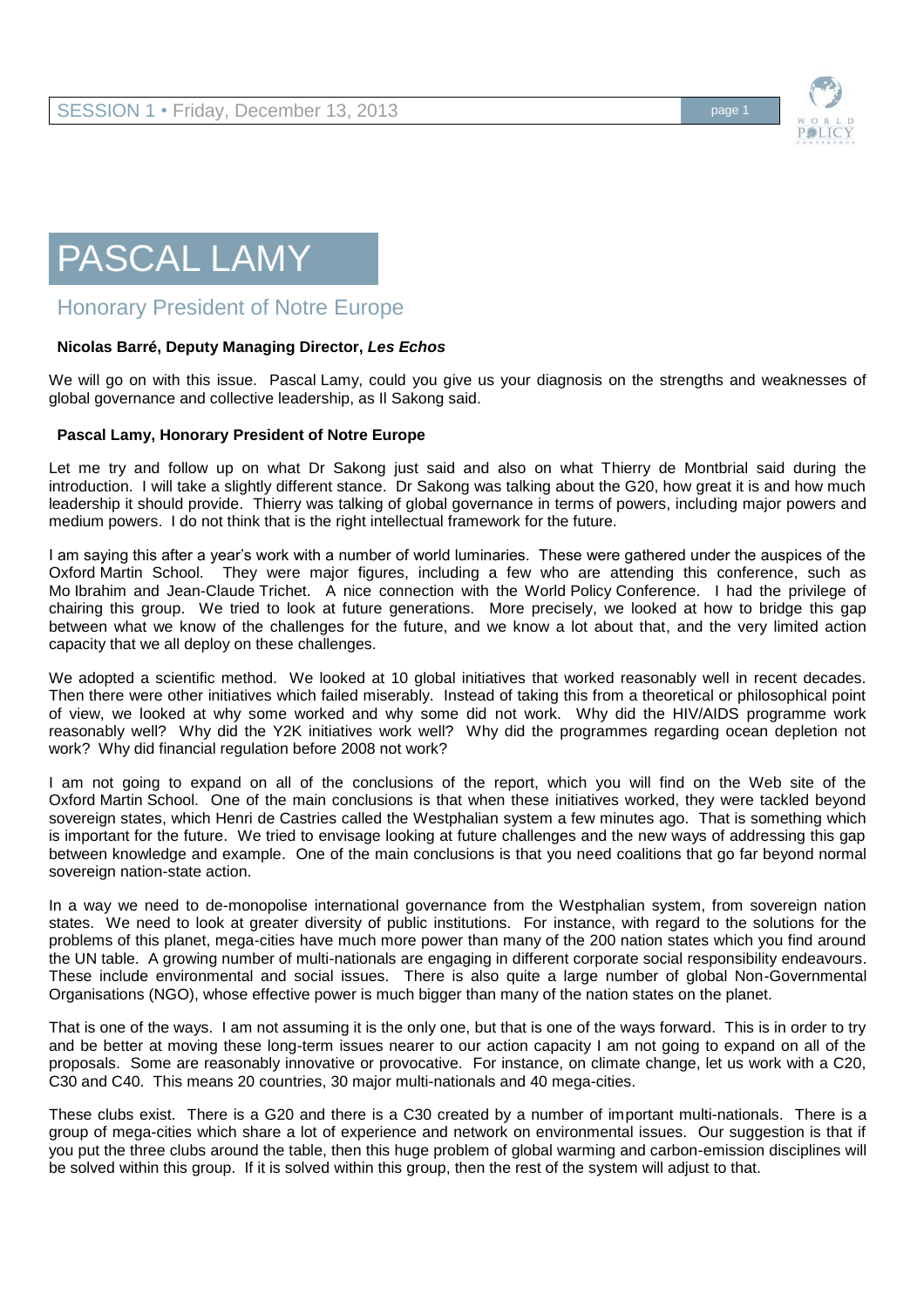# PASCAL LAMY

## Honorary President of Notre Europe

**Nicolas Barré, Deputy Managing Director, *Les Echos***

We will go on with this issue. Pascal Lamy, could you give us your diagnosis on the strengths and weaknesses of global governance and collective leadership, as Il Sakong said.

**Pascal Lamy, Honorary President of Notre Europe**

Let me try and follow up on what Dr Sakong just said and also on what Thierry de Montbrial said during the introduction. I will take a slightly different stance. Dr Sakong was talking about the G20, how great it is and how much leadership it should provide. Thierry was talking of global governance in terms of powers, including major powers and medium powers. I do not think that is the right intellectual framework for the future.

I am saying this after a year's work with a number of world luminaries. These were gathered under the auspices of the Oxford Martin School. They were major figures, including a few who are attending this conference, such as Mo Ibrahim and Jean-Claude Trichet. A nice connection with the World Policy Conference. I had the privilege of chairing this group. We tried to look at future generations. More precisely, we looked at how to bridge this gap between what we know of the challenges for the future, and we know a lot about that, and the very limited action capacity that we all deploy on these challenges.

We adopted a scientific method. We looked at 10 global initiatives that worked reasonably well in recent decades. Then there were other initiatives which failed miserably. Instead of taking this from a theoretical or philosophical point of view, we looked at why some worked and why some did not work. Why did the HIV/AIDS programme work reasonably well? Why did the Y2K initiatives work well? Why did the programmes regarding ocean depletion not work? Why did financial regulation before 2008 not work?

I am not going to expand on all of the conclusions of the report, which you will find on the Web site of the Oxford Martin School. One of the main conclusions is that when these initiatives worked, they were tackled beyond sovereign states, which Henri de Castries called the Westphalian system a few minutes ago. That is something which is important for the future. We tried to envisage looking at future challenges and the new ways of addressing this gap between knowledge and example. One of the main conclusions is that you need coalitions that go far beyond normal sovereign nation-state action.

In a way we need to de-monopolise international governance from the Westphalian system, from sovereign nation states. We need to look at greater diversity of public institutions. For instance, with regard to the solutions for the problems of this planet, mega-cities have much more power than many of the 200 nation states which you find around the UN table. A growing number of multi-nationals are engaging in different corporate social responsibility endeavours. These include environmental and social issues. There is also quite a large number of global Non-Governmental Organisations (NGO), whose effective power is much bigger than many of the nation states on the planet.

That is one of the ways. I am not assuming it is the only one, but that is one of the ways forward. This is in order to try and be better at moving these long-term issues nearer to our action capacity I am not going to expand on all of the proposals. Some are reasonably innovative or provocative. For instance, on climate change, let us work with a C20, C30 and C40. This means 20 countries, 30 major multi-nationals and 40 mega-cities.

These clubs exist. There is a G20 and there is a C30 created by a number of important multi-nationals. There is a group of mega-cities which share a lot of experience and network on environmental issues. Our suggestion is that if you put the three clubs around the table, then this huge problem of global warming and carbon-emission disciplines will be solved within this group. If it is solved within this group, then the rest of the system will adjust to that.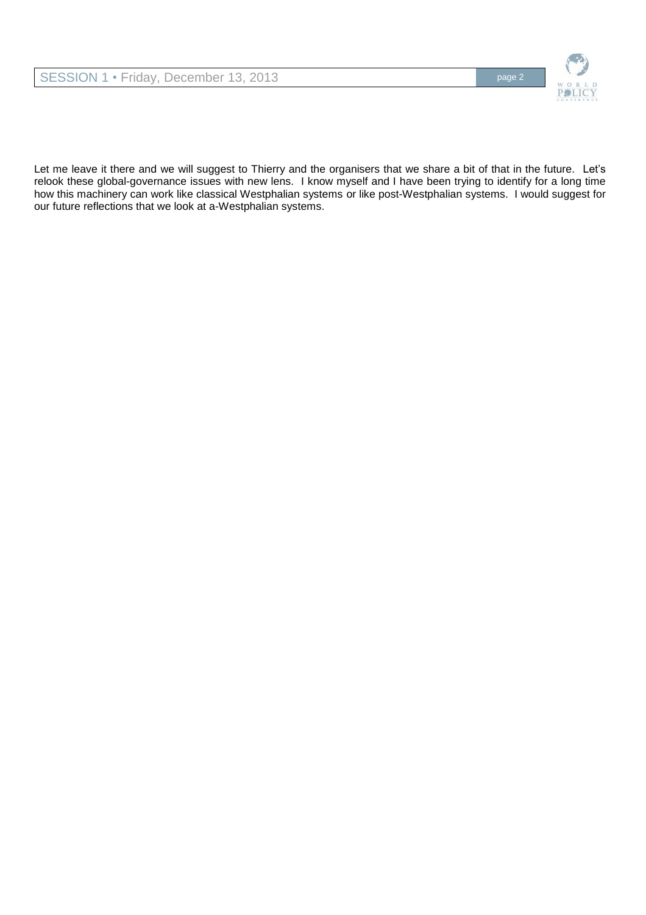Let me leave it there and we will suggest to Thierry and the organisers that we share a bit of that in the future. Let's relook these global-governance issues with new lens. I know myself and I have been trying to identify for a long time how this machinery can work like classical Westphalian systems or like post-Westphalian systems. I would suggest for our future reflections that we look at a-Westphalian systems.